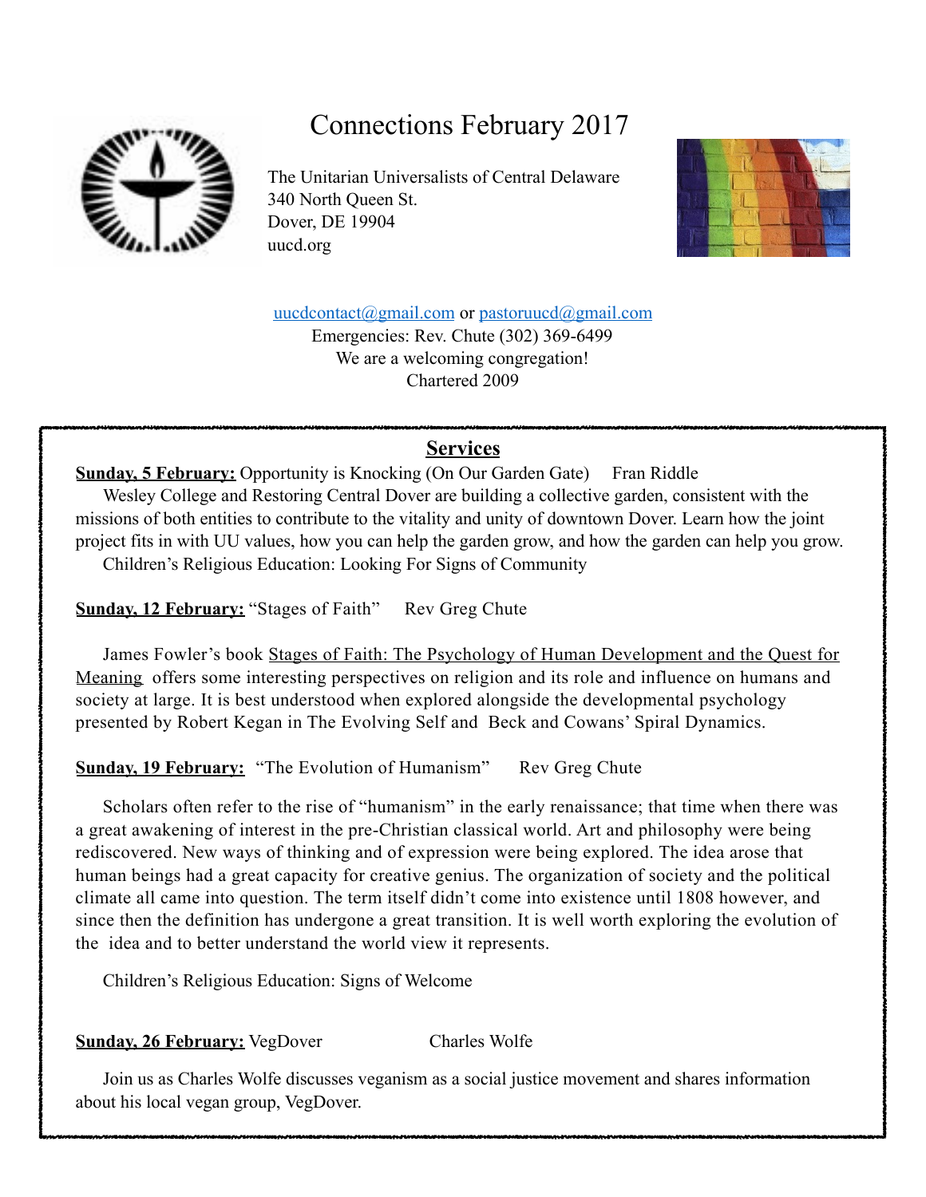# Connections February 2017

The Unitarian Universalists of Central Delaware
340 North Queen St.
Dover, DE 19904
uucd.org

uucdcontact@gmail.com or pastoruucd@gmail.com
Emergencies: Rev. Chute (302) 369-6499
We are a welcoming congregation!
Chartered 2009

## Services

**Sunday, 5 February:** Opportunity is Knocking (On Our Garden Gate) Fran Riddle

Wesley College and Restoring Central Dover are building a collective garden, consistent with the missions of both entities to contribute to the vitality and unity of downtown Dover. Learn how the joint project fits in with UU values, how you can help the garden grow, and how the garden can help you grow.

Children's Religious Education: Looking For Signs of Community

**Sunday, 12 February:** "Stages of Faith" Rev Greg Chute

James Fowler's book Stages of Faith: The Psychology of Human Development and the Quest for Meaning offers some interesting perspectives on religion and its role and influence on humans and society at large. It is best understood when explored alongside the developmental psychology presented by Robert Kegan in The Evolving Self and Beck and Cowans' Spiral Dynamics.

**Sunday, 19 February:** "The Evolution of Humanism" Rev Greg Chute

Scholars often refer to the rise of "humanism" in the early renaissance; that time when there was a great awakening of interest in the pre-Christian classical world. Art and philosophy were being rediscovered. New ways of thinking and of expression were being explored. The idea arose that human beings had a great capacity for creative genius. The organization of society and the political climate all came into question. The term itself didn't come into existence until 1808 however, and since then the definition has undergone a great transition. It is well worth exploring the evolution of the idea and to better understand the world view it represents.

Children's Religious Education: Signs of Welcome

**Sunday, 26 February:** VegDover Charles Wolfe

Join us as Charles Wolfe discusses veganism as a social justice movement and shares information about his local vegan group, VegDover.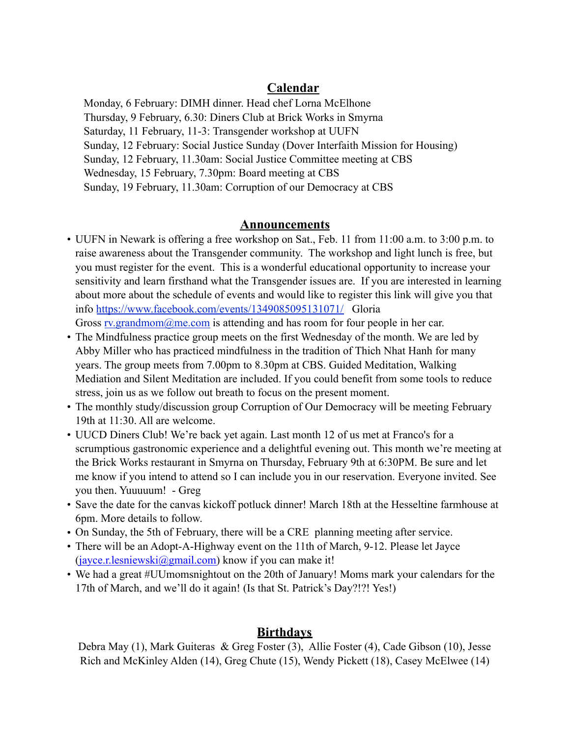## Calendar

Monday, 6 February: DIMH dinner. Head chef Lorna McElhone
Thursday, 9 February, 6.30: Diners Club at Brick Works in Smyrna
Saturday, 11 February, 11-3: Transgender workshop at UUFN
Sunday, 12 February: Social Justice Sunday (Dover Interfaith Mission for Housing)
Sunday, 12 February, 11.30am: Social Justice Committee meeting at CBS
Wednesday, 15 February, 7.30pm: Board meeting at CBS
Sunday, 19 February, 11.30am: Corruption of our Democracy at CBS

## Announcements

- UUFN in Newark is offering a free workshop on Sat., Feb. 11 from 11:00 a.m. to 3:00 p.m. to raise awareness about the Transgender community. The workshop and light lunch is free, but you must register for the event. This is a wonderful educational opportunity to increase your sensitivity and learn firsthand what the Transgender issues are. If you are interested in learning about more about the schedule of events and would like to register this link will give you that info https://www.facebook.com/events/1349085095131071/ Gloria Gross rv.grandmom@me.com is attending and has room for four people in her car.
- The Mindfulness practice group meets on the first Wednesday of the month. We are led by Abby Miller who has practiced mindfulness in the tradition of Thich Nhat Hanh for many years. The group meets from 7.00pm to 8.30pm at CBS. Guided Meditation, Walking Mediation and Silent Meditation are included. If you could benefit from some tools to reduce stress, join us as we follow out breath to focus on the present moment.
- The monthly study/discussion group Corruption of Our Democracy will be meeting February 19th at 11:30. All are welcome.
- UUCD Diners Club! We're back yet again. Last month 12 of us met at Franco's for a scrumptious gastronomic experience and a delightful evening out. This month we're meeting at the Brick Works restaurant in Smyrna on Thursday, February 9th at 6:30PM. Be sure and let me know if you intend to attend so I can include you in our reservation. Everyone invited. See you then. Yuuuuum! - Greg
- Save the date for the canvas kickoff potluck dinner! March 18th at the Hesseltine farmhouse at 6pm. More details to follow.
- On Sunday, the 5th of February, there will be a CRE planning meeting after service.
- There will be an Adopt-A-Highway event on the 11th of March, 9-12. Please let Jayce (jayce.r.lesniewski@gmail.com) know if you can make it!
- We had a great #UUmomsnightout on the 20th of January! Moms mark your calendars for the 17th of March, and we'll do it again! (Is that St. Patrick's Day?!?! Yes!)

## Birthdays

Debra May (1), Mark Guiteras & Greg Foster (3), Allie Foster (4), Cade Gibson (10), Jesse Rich and McKinley Alden (14), Greg Chute (15), Wendy Pickett (18), Casey McElwee (14)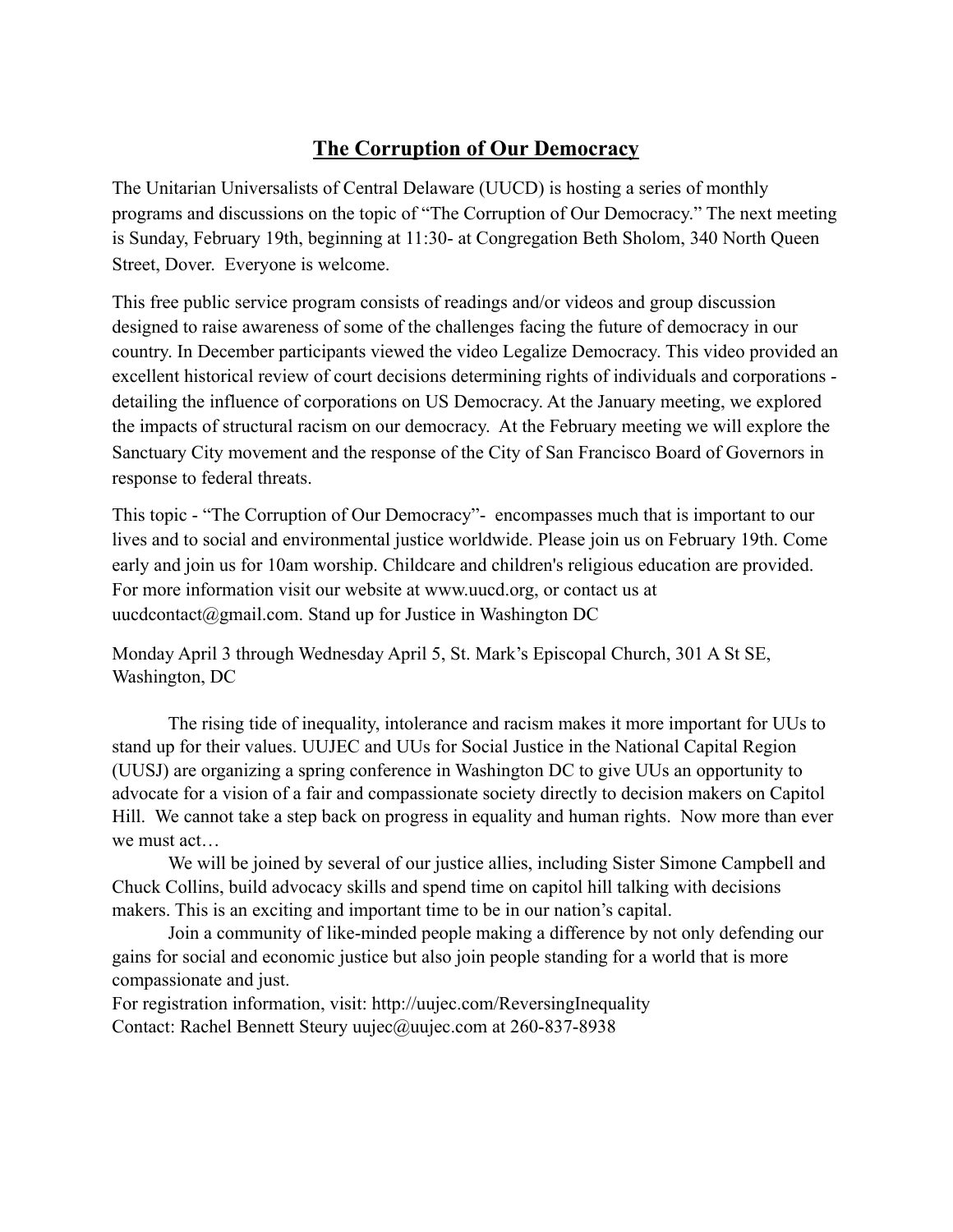## The Corruption of Our Democracy

The Unitarian Universalists of Central Delaware (UUCD) is hosting a series of monthly programs and discussions on the topic of "The Corruption of Our Democracy." The next meeting is Sunday, February 19th, beginning at 11:30- at Congregation Beth Sholom, 340 North Queen Street, Dover. Everyone is welcome.

This free public service program consists of readings and/or videos and group discussion designed to raise awareness of some of the challenges facing the future of democracy in our country. In December participants viewed the video Legalize Democracy. This video provided an excellent historical review of court decisions determining rights of individuals and corporations - detailing the influence of corporations on US Democracy. At the January meeting, we explored the impacts of structural racism on our democracy. At the February meeting we will explore the Sanctuary City movement and the response of the City of San Francisco Board of Governors in response to federal threats.

This topic - "The Corruption of Our Democracy"- encompasses much that is important to our lives and to social and environmental justice worldwide. Please join us on February 19th. Come early and join us for 10am worship. Childcare and children's religious education are provided. For more information visit our website at www.uucd.org, or contact us at uucdcontact@gmail.com. Stand up for Justice in Washington DC

Monday April 3 through Wednesday April 5, St. Mark's Episcopal Church, 301 A St SE, Washington, DC

The rising tide of inequality, intolerance and racism makes it more important for UUs to stand up for their values. UUJEC and UUs for Social Justice in the National Capital Region (UUSJ) are organizing a spring conference in Washington DC to give UUs an opportunity to advocate for a vision of a fair and compassionate society directly to decision makers on Capitol Hill. We cannot take a step back on progress in equality and human rights. Now more than ever we must act…

We will be joined by several of our justice allies, including Sister Simone Campbell and Chuck Collins, build advocacy skills and spend time on capitol hill talking with decisions makers. This is an exciting and important time to be in our nation's capital.

Join a community of like-minded people making a difference by not only defending our gains for social and economic justice but also join people standing for a world that is more compassionate and just.

For registration information, visit: http://uujec.com/ReversingInequality
Contact: Rachel Bennett Steury uujec@uujec.com at 260-837-8938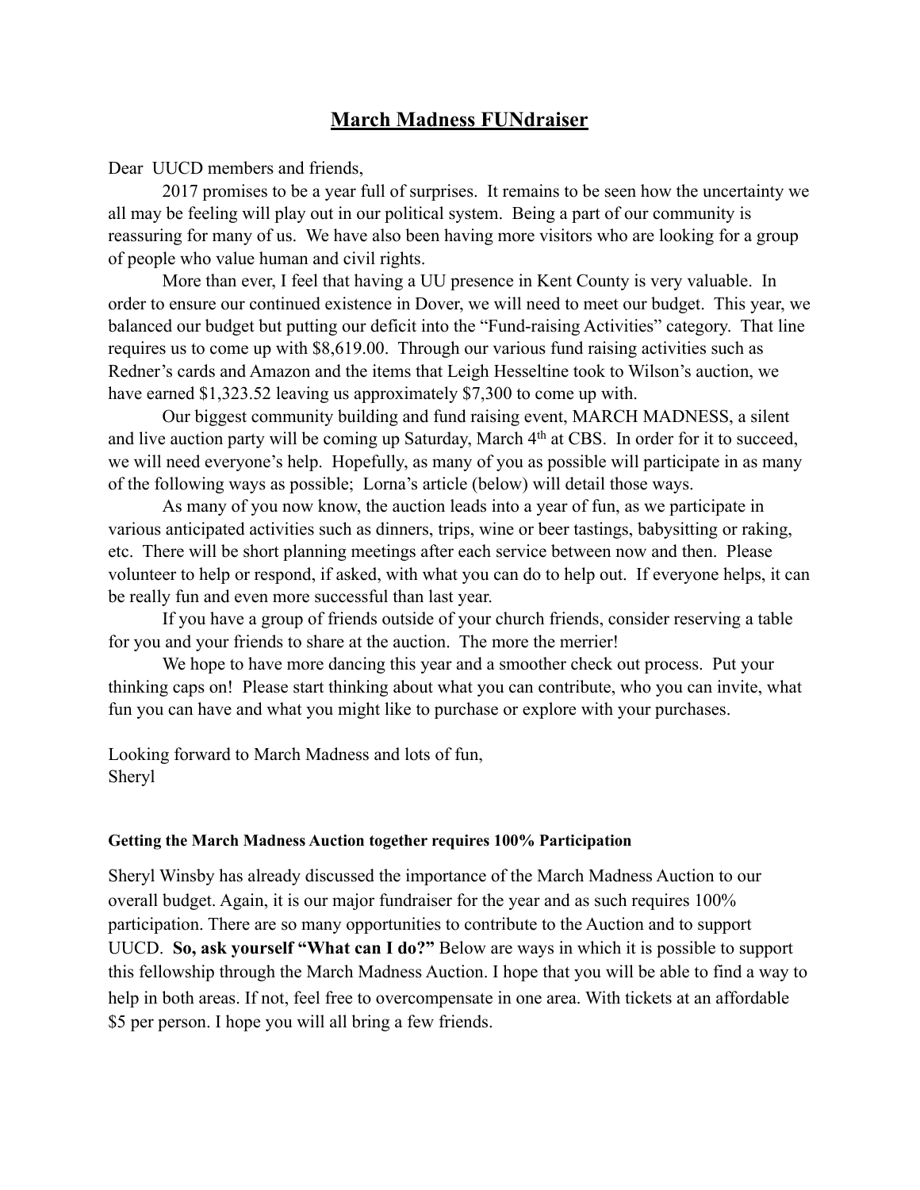# March Madness FUNdraiser

Dear UUCD members and friends,

2017 promises to be a year full of surprises. It remains to be seen how the uncertainty we all may be feeling will play out in our political system. Being a part of our community is reassuring for many of us. We have also been having more visitors who are looking for a group of people who value human and civil rights.

More than ever, I feel that having a UU presence in Kent County is very valuable. In order to ensure our continued existence in Dover, we will need to meet our budget. This year, we balanced our budget but putting our deficit into the "Fund-raising Activities" category. That line requires us to come up with $8,619.00. Through our various fund raising activities such as Redner's cards and Amazon and the items that Leigh Hesseltine took to Wilson's auction, we have earned $1,323.52 leaving us approximately $7,300 to come up with.

Our biggest community building and fund raising event, MARCH MADNESS, a silent and live auction party will be coming up Saturday, March 4th at CBS. In order for it to succeed, we will need everyone's help. Hopefully, as many of you as possible will participate in as many of the following ways as possible; Lorna's article (below) will detail those ways.

As many of you now know, the auction leads into a year of fun, as we participate in various anticipated activities such as dinners, trips, wine or beer tastings, babysitting or raking, etc. There will be short planning meetings after each service between now and then. Please volunteer to help or respond, if asked, with what you can do to help out. If everyone helps, it can be really fun and even more successful than last year.

If you have a group of friends outside of your church friends, consider reserving a table for you and your friends to share at the auction. The more the merrier!

We hope to have more dancing this year and a smoother check out process. Put your thinking caps on! Please start thinking about what you can contribute, who you can invite, what fun you can have and what you might like to purchase or explore with your purchases.

Looking forward to March Madness and lots of fun,
Sheryl

**Getting the March Madness Auction together requires 100% Participation**

Sheryl Winsby has already discussed the importance of the March Madness Auction to our overall budget. Again, it is our major fundraiser for the year and as such requires 100% participation. There are so many opportunities to contribute to the Auction and to support UUCD. **So, ask yourself "What can I do?"** Below are ways in which it is possible to support this fellowship through the March Madness Auction. I hope that you will be able to find a way to help in both areas. If not, feel free to overcompensate in one area. With tickets at an affordable $5 per person. I hope you will all bring a few friends.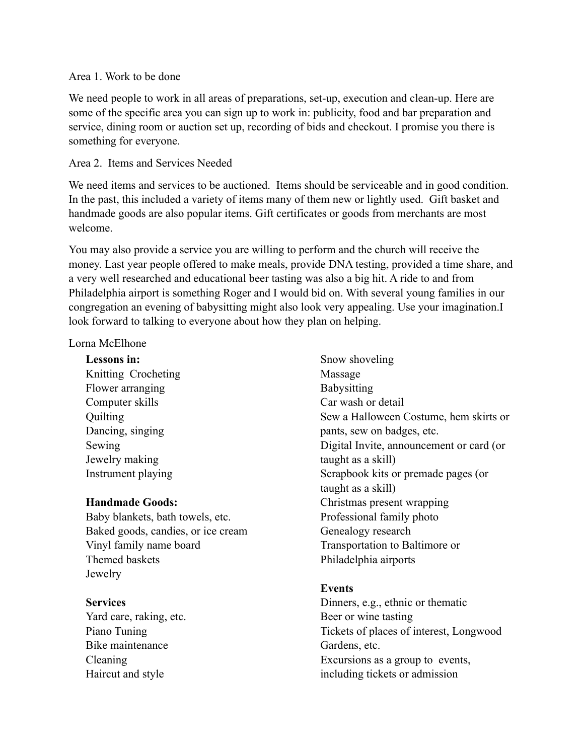Area 1. Work to be done

We need people to work in all areas of preparations, set-up, execution and clean-up. Here are some of the specific area you can sign up to work in: publicity, food and bar preparation and service, dining room or auction set up, recording of bids and checkout. I promise you there is something for everyone.

Area 2.  Items and Services Needed

We need items and services to be auctioned.  Items should be serviceable and in good condition. In the past, this included a variety of items many of them new or lightly used.  Gift basket and handmade goods are also popular items. Gift certificates or goods from merchants are most welcome.

You may also provide a service you are willing to perform and the church will receive the money. Last year people offered to make meals, provide DNA testing, provided a time share, and a very well researched and educational beer tasting was also a big hit. A ride to and from Philadelphia airport is something Roger and I would bid on. With several young families in our congregation an evening of babysitting might also look very appealing. Use your imagination.I look forward to talking to everyone about how they plan on helping.

Lorna McElhone

**Lessons in:**
Knitting  Crocheting
Flower arranging
Computer skills
Quilting
Dancing, singing
Sewing
Jewelry making
Instrument playing

**Handmade Goods:**
Baby blankets, bath towels, etc.
Baked goods, candies, or ice cream
Vinyl family name board
Themed baskets
Jewelry

**Services**
Yard care, raking, etc.
Piano Tuning
Bike maintenance
Cleaning
Haircut and style
Snow shoveling
Massage
Babysitting
Car wash or detail
Sew a Halloween Costume, hem skirts or pants, sew on badges, etc.
Digital Invite, announcement or card (or taught as a skill)
Scrapbook kits or premade pages (or taught as a skill)
Christmas present wrapping
Professional family photo
Genealogy research
Transportation to Baltimore or Philadelphia airports

**Events**
Dinners, e.g., ethnic or thematic
Beer or wine tasting
Tickets of places of interest, Longwood Gardens, etc.
Excursions as a group to  events, including tickets or admission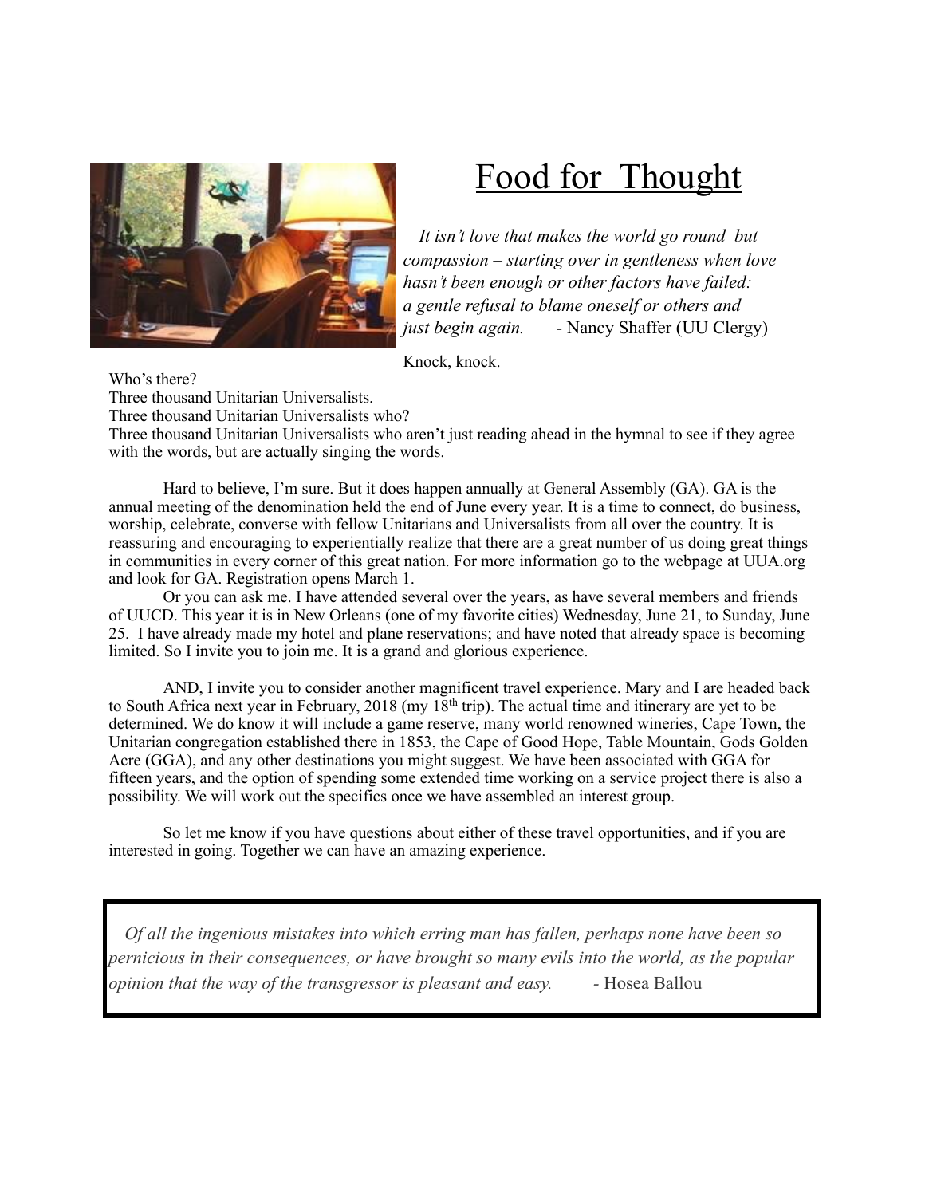# Food for Thought

*It isn't love that makes the world go round but compassion – starting over in gentleness when love hasn't been enough or other factors have failed: a gentle refusal to blame oneself or others and just begin again.* - Nancy Shaffer (UU Clergy)

Knock, knock.
Who's there?
Three thousand Unitarian Universalists.
Three thousand Unitarian Universalists who?
Three thousand Unitarian Universalists who aren't just reading ahead in the hymnal to see if they agree with the words, but are actually singing the words.

Hard to believe, I'm sure. But it does happen annually at General Assembly (GA). GA is the annual meeting of the denomination held the end of June every year. It is a time to connect, do business, worship, celebrate, converse with fellow Unitarians and Universalists from all over the country. It is reassuring and encouraging to experientially realize that there are a great number of us doing great things in communities in every corner of this great nation. For more information go to the webpage at UUA.org and look for GA. Registration opens March 1.

Or you can ask me. I have attended several over the years, as have several members and friends of UUCD. This year it is in New Orleans (one of my favorite cities) Wednesday, June 21, to Sunday, June 25. I have already made my hotel and plane reservations; and have noted that already space is becoming limited. So I invite you to join me. It is a grand and glorious experience.

AND, I invite you to consider another magnificent travel experience. Mary and I are headed back to South Africa next year in February, 2018 (my 18th trip). The actual time and itinerary are yet to be determined. We do know it will include a game reserve, many world renowned wineries, Cape Town, the Unitarian congregation established there in 1853, the Cape of Good Hope, Table Mountain, Gods Golden Acre (GGA), and any other destinations you might suggest. We have been associated with GGA for fifteen years, and the option of spending some extended time working on a service project there is also a possibility. We will work out the specifics once we have assembled an interest group.

So let me know if you have questions about either of these travel opportunities, and if you are interested in going. Together we can have an amazing experience.

*Of all the ingenious mistakes into which erring man has fallen, perhaps none have been so pernicious in their consequences, or have brought so many evils into the world, as the popular opinion that the way of the transgressor is pleasant and easy.* - Hosea Ballou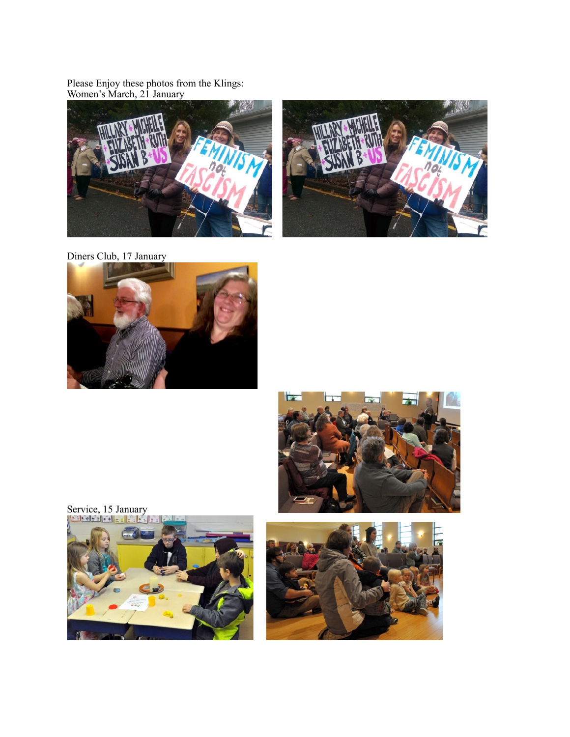Please Enjoy these photos from the Klings:

Women's March, 21 January

Diners Club, 17 January

Service, 15 January